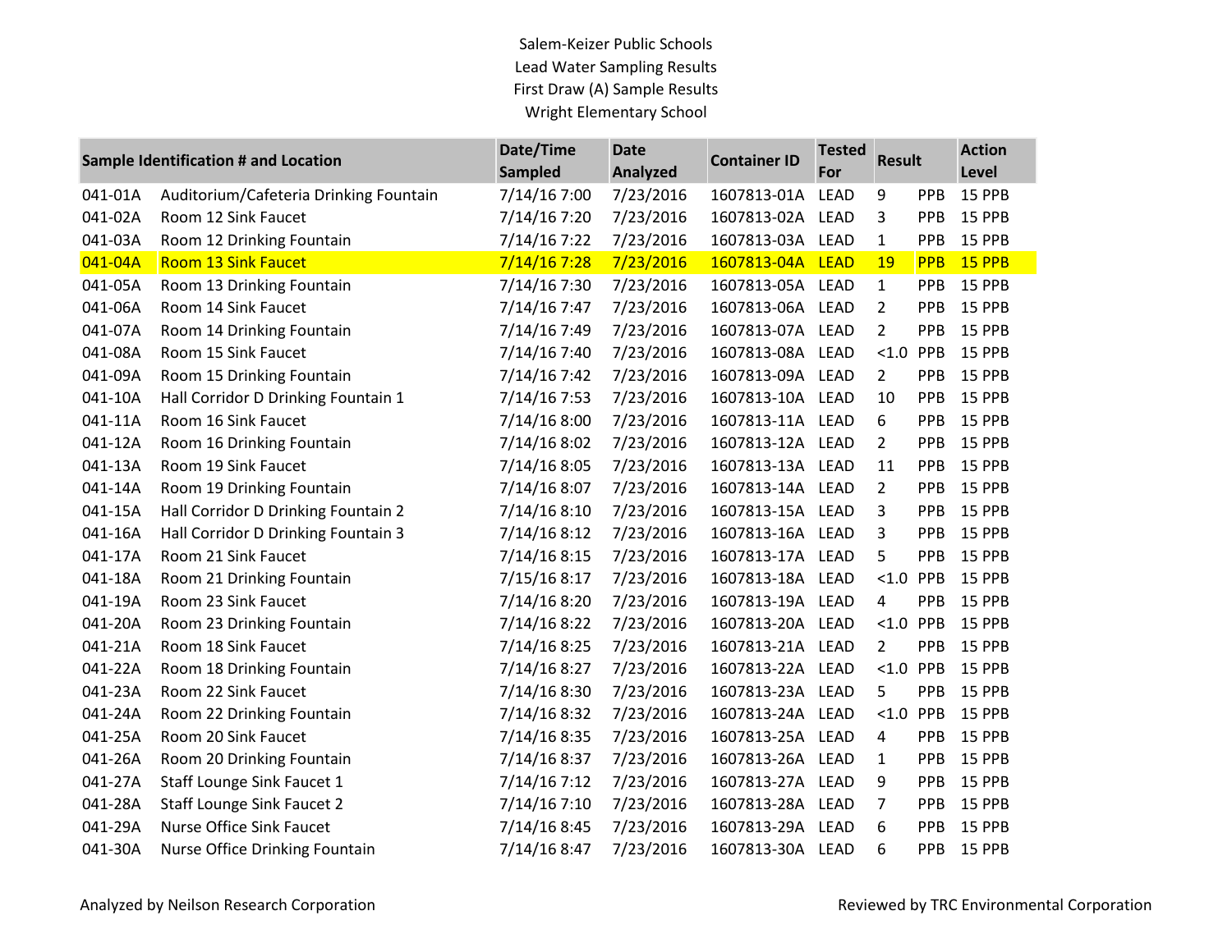Salem-Keizer Public Schools
Lead Water Sampling Results
First Draw (A) Sample Results
Wright Elementary School

| Sample Identification # and Location | | Date/Time Sampled | Date Analyzed | Container ID | Tested For | Result | | Action Level |
|---|---|---|---|---|---|---|---|---|
| 041-01A | Auditorium/Cafeteria Drinking Fountain | 7/14/16 7:00 | 7/23/2016 | 1607813-01A | LEAD | 9 | PPB | 15 PPB |
| 041-02A | Room 12 Sink Faucet | 7/14/16 7:20 | 7/23/2016 | 1607813-02A | LEAD | 3 | PPB | 15 PPB |
| 041-03A | Room 12 Drinking Fountain | 7/14/16 7:22 | 7/23/2016 | 1607813-03A | LEAD | 1 | PPB | 15 PPB |
| 041-04A | Room 13 Sink Faucet | 7/14/16 7:28 | 7/23/2016 | 1607813-04A | LEAD | 19 | PPB | 15 PPB |
| 041-05A | Room 13 Drinking Fountain | 7/14/16 7:30 | 7/23/2016 | 1607813-05A | LEAD | 1 | PPB | 15 PPB |
| 041-06A | Room 14 Sink Faucet | 7/14/16 7:47 | 7/23/2016 | 1607813-06A | LEAD | 2 | PPB | 15 PPB |
| 041-07A | Room 14 Drinking Fountain | 7/14/16 7:49 | 7/23/2016 | 1607813-07A | LEAD | 2 | PPB | 15 PPB |
| 041-08A | Room 15 Sink Faucet | 7/14/16 7:40 | 7/23/2016 | 1607813-08A | LEAD | <1.0 | PPB | 15 PPB |
| 041-09A | Room 15 Drinking Fountain | 7/14/16 7:42 | 7/23/2016 | 1607813-09A | LEAD | 2 | PPB | 15 PPB |
| 041-10A | Hall Corridor D Drinking Fountain 1 | 7/14/16 7:53 | 7/23/2016 | 1607813-10A | LEAD | 10 | PPB | 15 PPB |
| 041-11A | Room 16 Sink Faucet | 7/14/16 8:00 | 7/23/2016 | 1607813-11A | LEAD | 6 | PPB | 15 PPB |
| 041-12A | Room 16 Drinking Fountain | 7/14/16 8:02 | 7/23/2016 | 1607813-12A | LEAD | 2 | PPB | 15 PPB |
| 041-13A | Room 19 Sink Faucet | 7/14/16 8:05 | 7/23/2016 | 1607813-13A | LEAD | 11 | PPB | 15 PPB |
| 041-14A | Room 19 Drinking Fountain | 7/14/16 8:07 | 7/23/2016 | 1607813-14A | LEAD | 2 | PPB | 15 PPB |
| 041-15A | Hall Corridor D Drinking Fountain 2 | 7/14/16 8:10 | 7/23/2016 | 1607813-15A | LEAD | 3 | PPB | 15 PPB |
| 041-16A | Hall Corridor D Drinking Fountain 3 | 7/14/16 8:12 | 7/23/2016 | 1607813-16A | LEAD | 3 | PPB | 15 PPB |
| 041-17A | Room 21 Sink Faucet | 7/14/16 8:15 | 7/23/2016 | 1607813-17A | LEAD | 5 | PPB | 15 PPB |
| 041-18A | Room 21 Drinking Fountain | 7/15/16 8:17 | 7/23/2016 | 1607813-18A | LEAD | <1.0 | PPB | 15 PPB |
| 041-19A | Room 23 Sink Faucet | 7/14/16 8:20 | 7/23/2016 | 1607813-19A | LEAD | 4 | PPB | 15 PPB |
| 041-20A | Room 23 Drinking Fountain | 7/14/16 8:22 | 7/23/2016 | 1607813-20A | LEAD | <1.0 | PPB | 15 PPB |
| 041-21A | Room 18 Sink Faucet | 7/14/16 8:25 | 7/23/2016 | 1607813-21A | LEAD | 2 | PPB | 15 PPB |
| 041-22A | Room 18 Drinking Fountain | 7/14/16 8:27 | 7/23/2016 | 1607813-22A | LEAD | <1.0 | PPB | 15 PPB |
| 041-23A | Room 22 Sink Faucet | 7/14/16 8:30 | 7/23/2016 | 1607813-23A | LEAD | 5 | PPB | 15 PPB |
| 041-24A | Room 22 Drinking Fountain | 7/14/16 8:32 | 7/23/2016 | 1607813-24A | LEAD | <1.0 | PPB | 15 PPB |
| 041-25A | Room 20 Sink Faucet | 7/14/16 8:35 | 7/23/2016 | 1607813-25A | LEAD | 4 | PPB | 15 PPB |
| 041-26A | Room 20 Drinking Fountain | 7/14/16 8:37 | 7/23/2016 | 1607813-26A | LEAD | 1 | PPB | 15 PPB |
| 041-27A | Staff Lounge Sink Faucet 1 | 7/14/16 7:12 | 7/23/2016 | 1607813-27A | LEAD | 9 | PPB | 15 PPB |
| 041-28A | Staff Lounge Sink Faucet 2 | 7/14/16 7:10 | 7/23/2016 | 1607813-28A | LEAD | 7 | PPB | 15 PPB |
| 041-29A | Nurse Office Sink Faucet | 7/14/16 8:45 | 7/23/2016 | 1607813-29A | LEAD | 6 | PPB | 15 PPB |
| 041-30A | Nurse Office Drinking Fountain | 7/14/16 8:47 | 7/23/2016 | 1607813-30A | LEAD | 6 | PPB | 15 PPB |

Analyzed by Neilson Research Corporation

Reviewed by TRC Environmental Corporation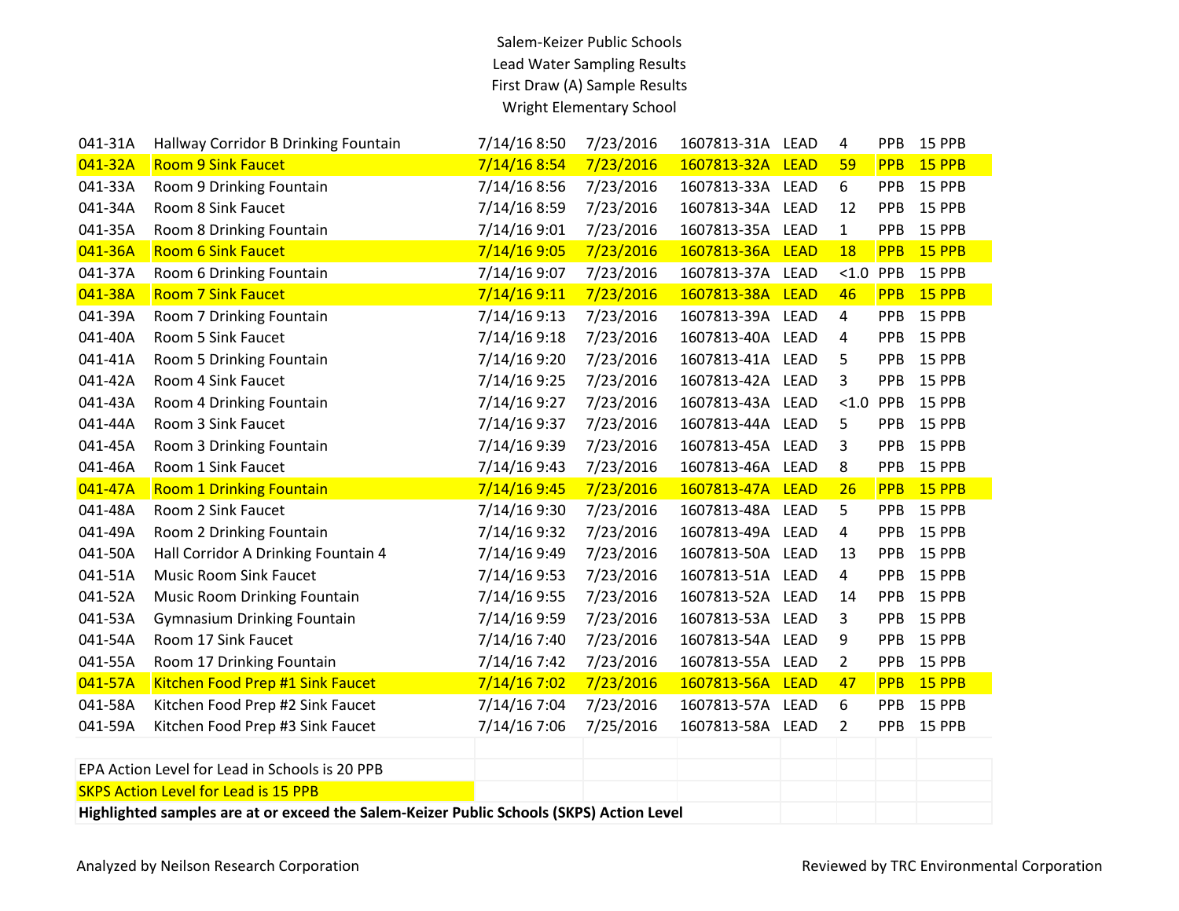Salem-Keizer Public Schools
Lead Water Sampling Results
First Draw (A) Sample Results
Wright Elementary School

| | | | | | | | | |
|---|---|---|---|---|---|---|---|---|
| 041-31A | Hallway Corridor B Drinking Fountain | 7/14/16 8:50 | 7/23/2016 | 1607813-31A | LEAD | 4 | PPB | 15 PPB |
| 041-32A | Room 9 Sink Faucet | 7/14/16 8:54 | 7/23/2016 | 1607813-32A | LEAD | 59 | PPB | 15 PPB |
| 041-33A | Room 9 Drinking Fountain | 7/14/16 8:56 | 7/23/2016 | 1607813-33A | LEAD | 6 | PPB | 15 PPB |
| 041-34A | Room 8 Sink Faucet | 7/14/16 8:59 | 7/23/2016 | 1607813-34A | LEAD | 12 | PPB | 15 PPB |
| 041-35A | Room 8 Drinking Fountain | 7/14/16 9:01 | 7/23/2016 | 1607813-35A | LEAD | 1 | PPB | 15 PPB |
| 041-36A | Room 6 Sink Faucet | 7/14/16 9:05 | 7/23/2016 | 1607813-36A | LEAD | 18 | PPB | 15 PPB |
| 041-37A | Room 6 Drinking Fountain | 7/14/16 9:07 | 7/23/2016 | 1607813-37A | LEAD | <1.0 | PPB | 15 PPB |
| 041-38A | Room 7 Sink Faucet | 7/14/16 9:11 | 7/23/2016 | 1607813-38A | LEAD | 46 | PPB | 15 PPB |
| 041-39A | Room 7 Drinking Fountain | 7/14/16 9:13 | 7/23/2016 | 1607813-39A | LEAD | 4 | PPB | 15 PPB |
| 041-40A | Room 5 Sink Faucet | 7/14/16 9:18 | 7/23/2016 | 1607813-40A | LEAD | 4 | PPB | 15 PPB |
| 041-41A | Room 5 Drinking Fountain | 7/14/16 9:20 | 7/23/2016 | 1607813-41A | LEAD | 5 | PPB | 15 PPB |
| 041-42A | Room 4 Sink Faucet | 7/14/16 9:25 | 7/23/2016 | 1607813-42A | LEAD | 3 | PPB | 15 PPB |
| 041-43A | Room 4 Drinking Fountain | 7/14/16 9:27 | 7/23/2016 | 1607813-43A | LEAD | <1.0 | PPB | 15 PPB |
| 041-44A | Room 3 Sink Faucet | 7/14/16 9:37 | 7/23/2016 | 1607813-44A | LEAD | 5 | PPB | 15 PPB |
| 041-45A | Room 3 Drinking Fountain | 7/14/16 9:39 | 7/23/2016 | 1607813-45A | LEAD | 3 | PPB | 15 PPB |
| 041-46A | Room 1 Sink Faucet | 7/14/16 9:43 | 7/23/2016 | 1607813-46A | LEAD | 8 | PPB | 15 PPB |
| 041-47A | Room 1 Drinking Fountain | 7/14/16 9:45 | 7/23/2016 | 1607813-47A | LEAD | 26 | PPB | 15 PPB |
| 041-48A | Room 2 Sink Faucet | 7/14/16 9:30 | 7/23/2016 | 1607813-48A | LEAD | 5 | PPB | 15 PPB |
| 041-49A | Room 2 Drinking Fountain | 7/14/16 9:32 | 7/23/2016 | 1607813-49A | LEAD | 4 | PPB | 15 PPB |
| 041-50A | Hall Corridor A Drinking Fountain 4 | 7/14/16 9:49 | 7/23/2016 | 1607813-50A | LEAD | 13 | PPB | 15 PPB |
| 041-51A | Music Room Sink Faucet | 7/14/16 9:53 | 7/23/2016 | 1607813-51A | LEAD | 4 | PPB | 15 PPB |
| 041-52A | Music Room Drinking Fountain | 7/14/16 9:55 | 7/23/2016 | 1607813-52A | LEAD | 14 | PPB | 15 PPB |
| 041-53A | Gymnasium Drinking Fountain | 7/14/16 9:59 | 7/23/2016 | 1607813-53A | LEAD | 3 | PPB | 15 PPB |
| 041-54A | Room 17 Sink Faucet | 7/14/16 7:40 | 7/23/2016 | 1607813-54A | LEAD | 9 | PPB | 15 PPB |
| 041-55A | Room 17 Drinking Fountain | 7/14/16 7:42 | 7/23/2016 | 1607813-55A | LEAD | 2 | PPB | 15 PPB |
| 041-57A | Kitchen Food Prep #1 Sink Faucet | 7/14/16 7:02 | 7/23/2016 | 1607813-56A | LEAD | 47 | PPB | 15 PPB |
| 041-58A | Kitchen Food Prep #2 Sink Faucet | 7/14/16 7:04 | 7/23/2016 | 1607813-57A | LEAD | 6 | PPB | 15 PPB |
| 041-59A | Kitchen Food Prep #3 Sink Faucet | 7/14/16 7:06 | 7/25/2016 | 1607813-58A | LEAD | 2 | PPB | 15 PPB |

EPA Action Level for Lead in Schools is 20 PPB

SKPS Action Level for Lead is 15 PPB

**Highlighted samples are at or exceed the Salem-Keizer Public Schools (SKPS) Action Level**

Analyzed by Neilson Research Corporation

Reviewed by TRC Environmental Corporation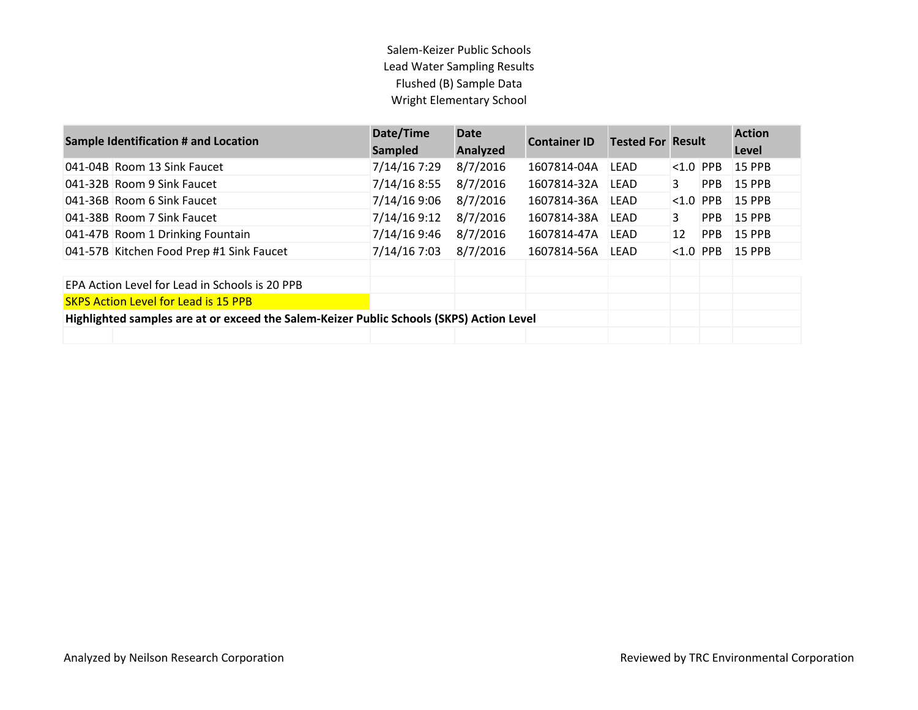Salem-Keizer Public Schools
Lead Water Sampling Results
Flushed (B) Sample Data
Wright Elementary School

| Sample Identification # and Location | | Date/Time Sampled | Date Analyzed | Container ID | Tested For | Result | | Action Level |
|---|---|---|---|---|---|---|---|---|
| 041-04B | Room 13 Sink Faucet | 7/14/16 7:29 | 8/7/2016 | 1607814-04A | LEAD | <1.0 | PPB | 15 PPB |
| 041-32B | Room 9 Sink Faucet | 7/14/16 8:55 | 8/7/2016 | 1607814-32A | LEAD | 3 | PPB | 15 PPB |
| 041-36B | Room 6 Sink Faucet | 7/14/16 9:06 | 8/7/2016 | 1607814-36A | LEAD | <1.0 | PPB | 15 PPB |
| 041-38B | Room 7 Sink Faucet | 7/14/16 9:12 | 8/7/2016 | 1607814-38A | LEAD | 3 | PPB | 15 PPB |
| 041-47B | Room 1 Drinking Fountain | 7/14/16 9:46 | 8/7/2016 | 1607814-47A | LEAD | 12 | PPB | 15 PPB |
| 041-57B | Kitchen Food Prep #1 Sink Faucet | 7/14/16 7:03 | 8/7/2016 | 1607814-56A | LEAD | <1.0 | PPB | 15 PPB |

EPA Action Level for Lead in Schools is 20 PPB

SKPS Action Level for Lead is 15 PPB

**Highlighted samples are at or exceed the Salem-Keizer Public Schools (SKPS) Action Level**

Analyzed by Neilson Research Corporation

Reviewed by TRC Environmental Corporation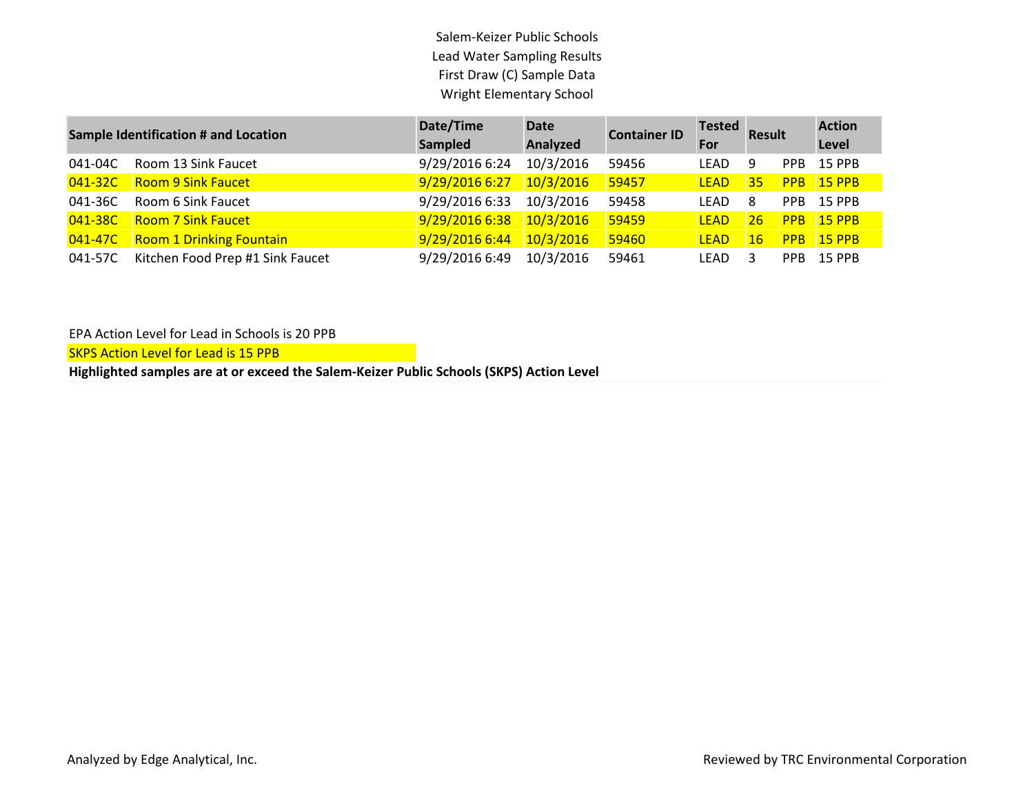Salem-Keizer Public Schools
Lead Water Sampling Results
First Draw (C) Sample Data
Wright Elementary School

| Sample Identification # and Location | | Date/Time Sampled | Date Analyzed | Container ID | Tested For | Result | | Action Level |
|---|---|---|---|---|---|---|---|---|
| 041-04C | Room 13 Sink Faucet | 9/29/2016 6:24 | 10/3/2016 | 59456 | LEAD | 9 | PPB | 15 PPB |
| 041-32C | Room 9 Sink Faucet | 9/29/2016 6:27 | 10/3/2016 | 59457 | LEAD | 35 | PPB | 15 PPB |
| 041-36C | Room 6 Sink Faucet | 9/29/2016 6:33 | 10/3/2016 | 59458 | LEAD | 8 | PPB | 15 PPB |
| 041-38C | Room 7 Sink Faucet | 9/29/2016 6:38 | 10/3/2016 | 59459 | LEAD | 26 | PPB | 15 PPB |
| 041-47C | Room 1 Drinking Fountain | 9/29/2016 6:44 | 10/3/2016 | 59460 | LEAD | 16 | PPB | 15 PPB |
| 041-57C | Kitchen Food Prep #1 Sink Faucet | 9/29/2016 6:49 | 10/3/2016 | 59461 | LEAD | 3 | PPB | 15 PPB |

EPA Action Level for Lead in Schools is 20 PPB

SKPS Action Level for Lead is 15 PPB

**Highlighted samples are at or exceed the Salem-Keizer Public Schools (SKPS) Action Level**

Analyzed by Edge Analytical, Inc.

Reviewed by TRC Environmental Corporation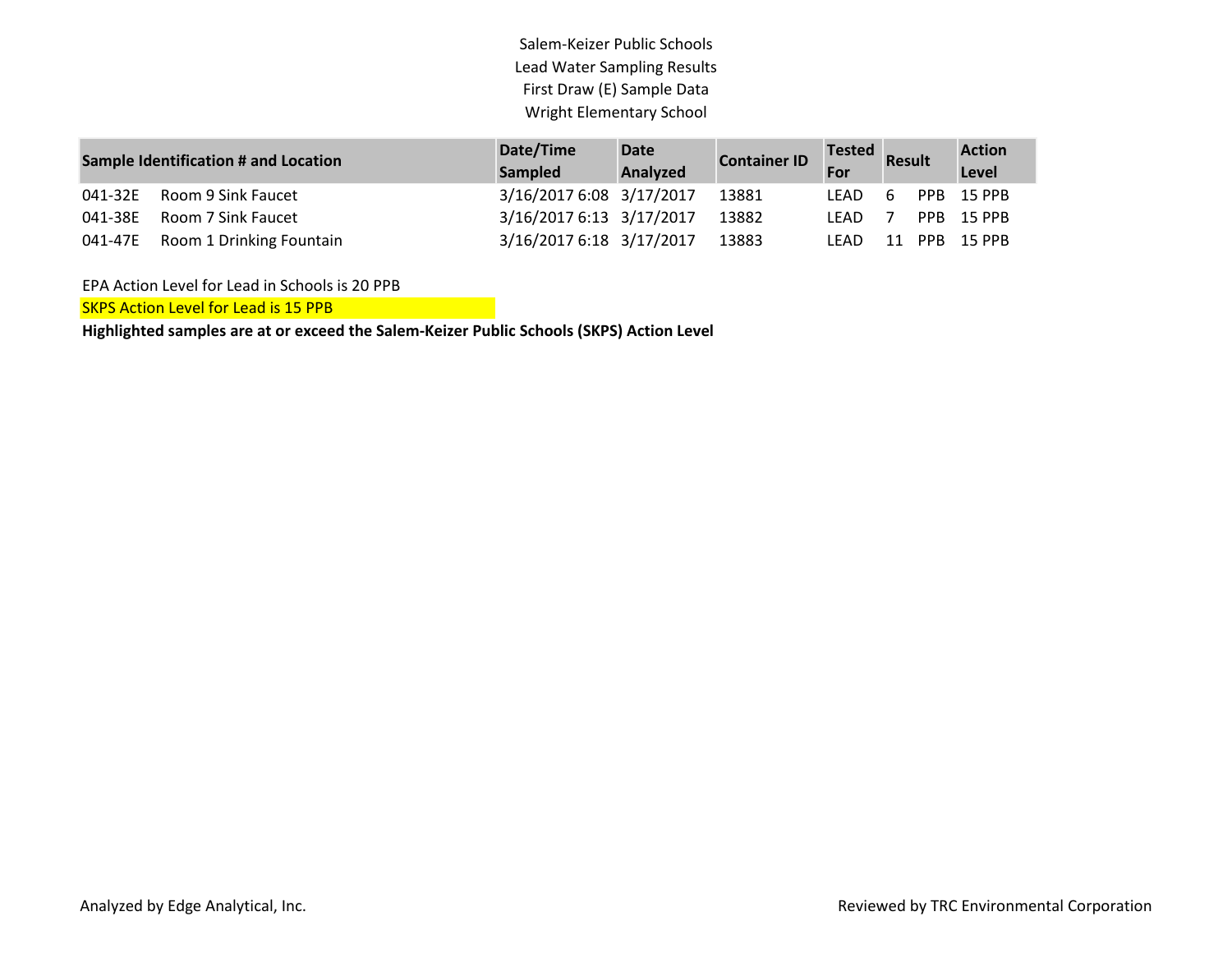Salem-Keizer Public Schools
Lead Water Sampling Results
First Draw (E) Sample Data
Wright Elementary School

| Sample Identification # and Location | | Date/Time Sampled | Date Analyzed | Container ID | Tested For | Result | | Action Level |
|---|---|---|---|---|---|---|---|---|
| 041-32E | Room 9 Sink Faucet | 3/16/2017 6:08 | 3/17/2017 | 13881 | LEAD | 6 | PPB | 15 PPB |
| 041-38E | Room 7 Sink Faucet | 3/16/2017 6:13 | 3/17/2017 | 13882 | LEAD | 7 | PPB | 15 PPB |
| 041-47E | Room 1 Drinking Fountain | 3/16/2017 6:18 | 3/17/2017 | 13883 | LEAD | 11 | PPB | 15 PPB |

EPA Action Level for Lead in Schools is 20 PPB

SKPS Action Level for Lead is 15 PPB

**Highlighted samples are at or exceed the Salem-Keizer Public Schools (SKPS) Action Level**

Analyzed by Edge Analytical, Inc.

Reviewed by TRC Environmental Corporation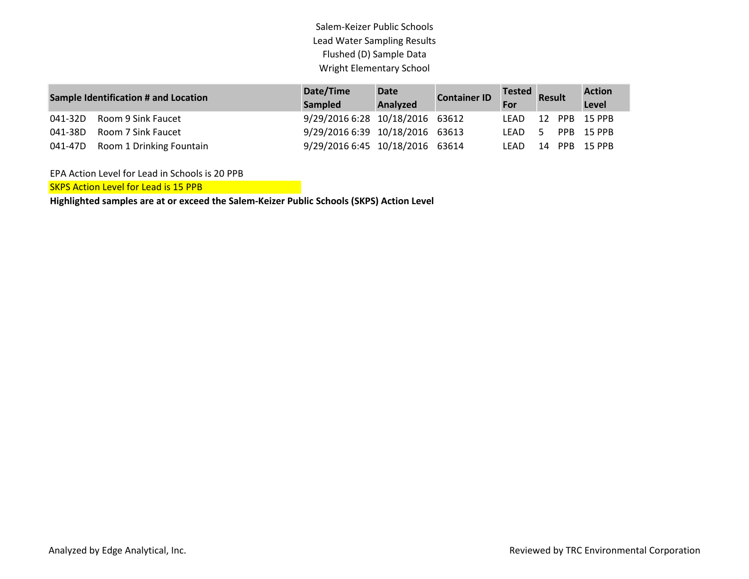Salem-Keizer Public Schools
Lead Water Sampling Results
Flushed (D) Sample Data
Wright Elementary School

| Sample Identification # and Location | | Date/Time Sampled | Date Analyzed | Container ID | Tested For | Result | | Action Level |
|---|---|---|---|---|---|---|---|---|
| 041-32D | Room 9 Sink Faucet | 9/29/2016 6:28 | 10/18/2016 | 63612 | LEAD | 12 | PPB | 15 PPB |
| 041-38D | Room 7 Sink Faucet | 9/29/2016 6:39 | 10/18/2016 | 63613 | LEAD | 5 | PPB | 15 PPB |
| 041-47D | Room 1 Drinking Fountain | 9/29/2016 6:45 | 10/18/2016 | 63614 | LEAD | 14 | PPB | 15 PPB |

EPA Action Level for Lead in Schools is 20 PPB

SKPS Action Level for Lead is 15 PPB

**Highlighted samples are at or exceed the Salem-Keizer Public Schools (SKPS) Action Level**

Analyzed by Edge Analytical, Inc.

Reviewed by TRC Environmental Corporation